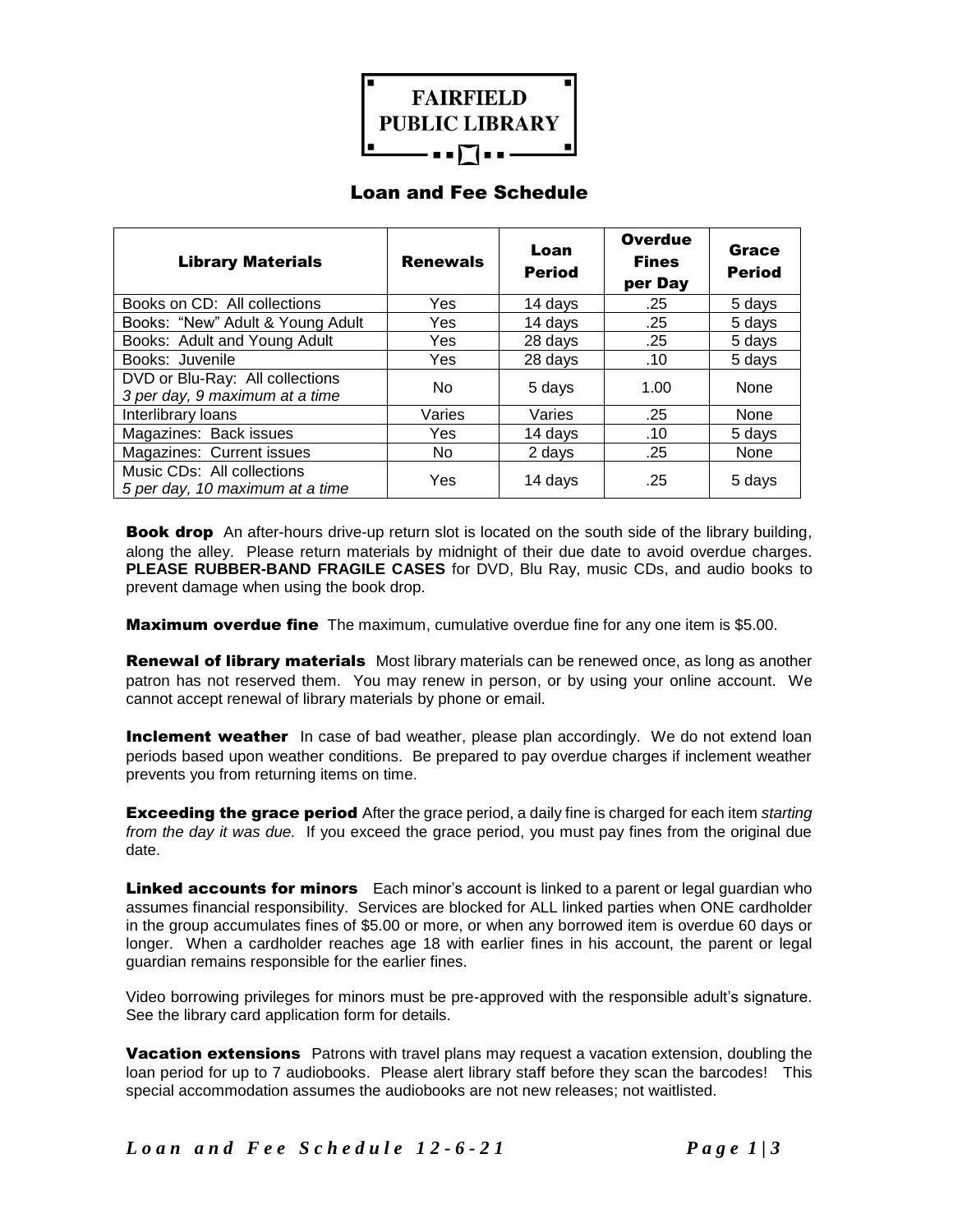# FAIRFIELD PUBLIC LIBRARY

## Loan and Fee Schedule

| Library Materials | Renewals | Loan Period | Overdue Fines per Day | Grace Period |
|---|---|---|---|---|
| Books on CD: All collections | Yes | 14 days | .25 | 5 days |
| Books: "New" Adult & Young Adult | Yes | 14 days | .25 | 5 days |
| Books: Adult and Young Adult | Yes | 28 days | .25 | 5 days |
| Books: Juvenile | Yes | 28 days | .10 | 5 days |
| DVD or Blu-Ray: All collections *3 per day, 9 maximum at a time* | No | 5 days | 1.00 | None |
| Interlibrary loans | Varies | Varies | .25 | None |
| Magazines: Back issues | Yes | 14 days | .10 | 5 days |
| Magazines: Current issues | No | 2 days | .25 | None |
| Music CDs: All collections *5 per day, 10 maximum at a time* | Yes | 14 days | .25 | 5 days |

**Book drop** An after-hours drive-up return slot is located on the south side of the library building, along the alley. Please return materials by midnight of their due date to avoid overdue charges. **PLEASE RUBBER-BAND FRAGILE CASES** for DVD, Blu Ray, music CDs, and audio books to prevent damage when using the book drop.

**Maximum overdue fine** The maximum, cumulative overdue fine for any one item is $5.00.

**Renewal of library materials** Most library materials can be renewed once, as long as another patron has not reserved them. You may renew in person, or by using your online account. We cannot accept renewal of library materials by phone or email.

**Inclement weather** In case of bad weather, please plan accordingly. We do not extend loan periods based upon weather conditions. Be prepared to pay overdue charges if inclement weather prevents you from returning items on time.

**Exceeding the grace period** After the grace period, a daily fine is charged for each item *starting from the day it was due.* If you exceed the grace period, you must pay fines from the original due date.

**Linked accounts for minors** Each minor's account is linked to a parent or legal guardian who assumes financial responsibility. Services are blocked for ALL linked parties when ONE cardholder in the group accumulates fines of $5.00 or more, or when any borrowed item is overdue 60 days or longer. When a cardholder reaches age 18 with earlier fines in his account, the parent or legal guardian remains responsible for the earlier fines.

Video borrowing privileges for minors must be pre-approved with the responsible adult's signature. See the library card application form for details.

**Vacation extensions** Patrons with travel plans may request a vacation extension, doubling the loan period for up to 7 audiobooks. Please alert library staff before they scan the barcodes! This special accommodation assumes the audiobooks are not new releases; not waitlisted.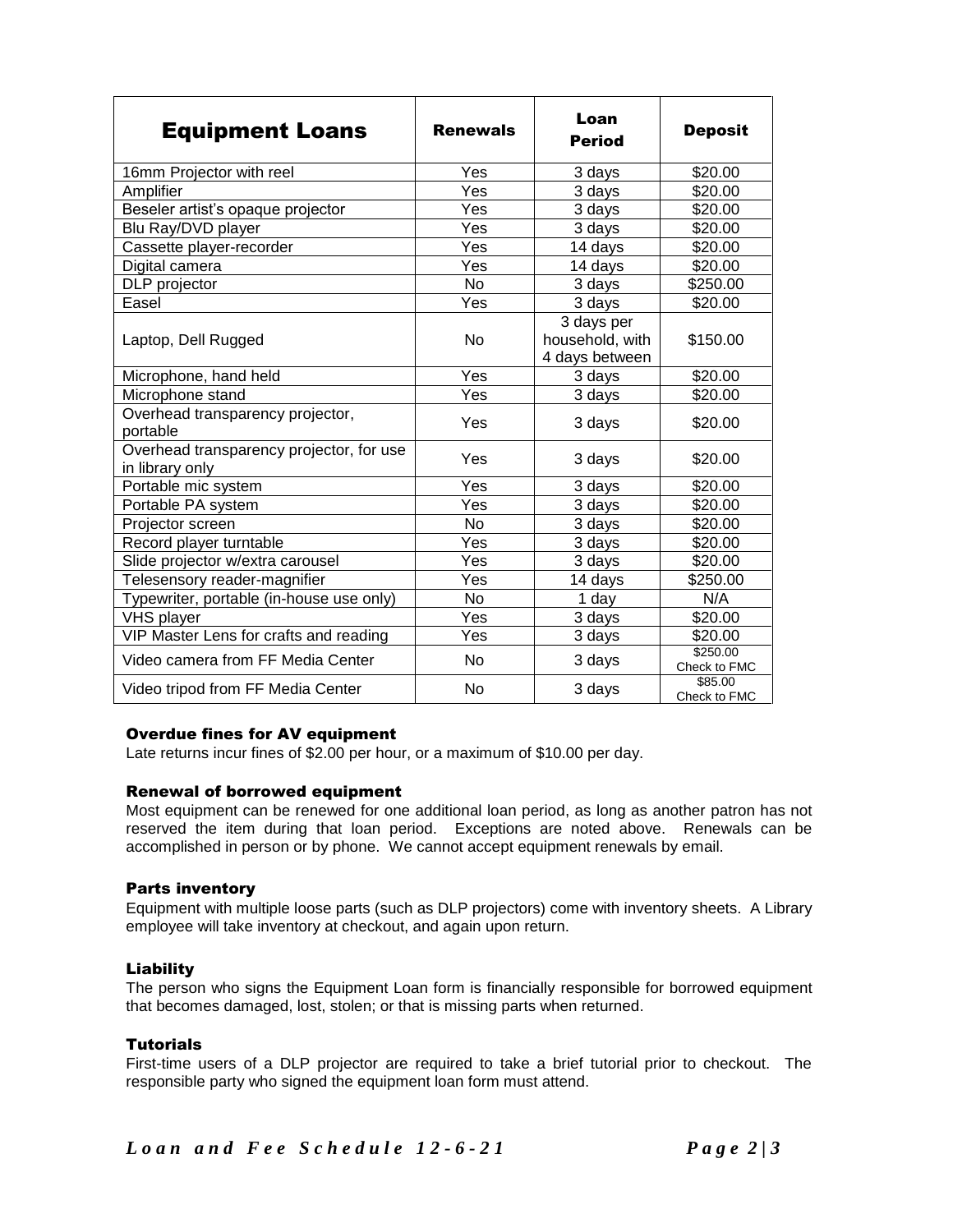| Equipment Loans | Renewals | Loan Period | Deposit |
| --- | --- | --- | --- |
| 16mm Projector with reel | Yes | 3 days | $20.00 |
| Amplifier | Yes | 3 days | $20.00 |
| Beseler artist's opaque projector | Yes | 3 days | $20.00 |
| Blu Ray/DVD player | Yes | 3 days | $20.00 |
| Cassette player-recorder | Yes | 14 days | $20.00 |
| Digital camera | Yes | 14 days | $20.00 |
| DLP projector | No | 3 days | $250.00 |
| Easel | Yes | 3 days | $20.00 |
| Laptop, Dell Rugged | No | 3 days per household, with 4 days between | $150.00 |
| Microphone, hand held | Yes | 3 days | $20.00 |
| Microphone stand | Yes | 3 days | $20.00 |
| Overhead transparency projector, portable | Yes | 3 days | $20.00 |
| Overhead transparency projector, for use in library only | Yes | 3 days | $20.00 |
| Portable mic system | Yes | 3 days | $20.00 |
| Portable PA system | Yes | 3 days | $20.00 |
| Projector screen | No | 3 days | $20.00 |
| Record player turntable | Yes | 3 days | $20.00 |
| Slide projector w/extra carousel | Yes | 3 days | $20.00 |
| Telesensory reader-magnifier | Yes | 14 days | $250.00 |
| Typewriter, portable (in-house use only) | No | 1 day | N/A |
| VHS player | Yes | 3 days | $20.00 |
| VIP Master Lens for crafts and reading | Yes | 3 days | $20.00 |
| Video camera from FF Media Center | No | 3 days | $250.00 Check to FMC |
| Video tripod from FF Media Center | No | 3 days | $85.00 Check to FMC |

### Overdue fines for AV equipment

Late returns incur fines of $2.00 per hour, or a maximum of $10.00 per day.

### Renewal of borrowed equipment

Most equipment can be renewed for one additional loan period, as long as another patron has not reserved the item during that loan period. Exceptions are noted above. Renewals can be accomplished in person or by phone. We cannot accept equipment renewals by email.

### Parts inventory

Equipment with multiple loose parts (such as DLP projectors) come with inventory sheets. A Library employee will take inventory at checkout, and again upon return.

### Liability

The person who signs the Equipment Loan form is financially responsible for borrowed equipment that becomes damaged, lost, stolen; or that is missing parts when returned.

### Tutorials

First-time users of a DLP projector are required to take a brief tutorial prior to checkout. The responsible party who signed the equipment loan form must attend.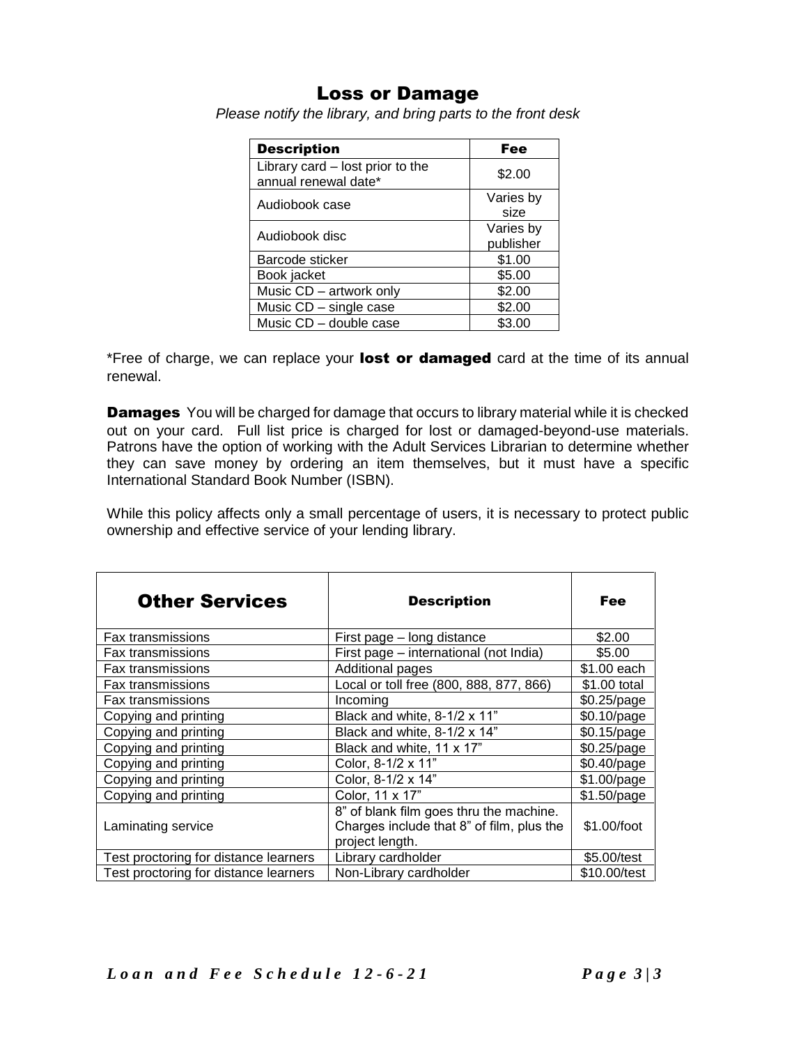## Loss or Damage

*Please notify the library, and bring parts to the front desk*

| Description | Fee |
|---|---|
| Library card – lost prior to the annual renewal date* | $2.00 |
| Audiobook case | Varies by size |
| Audiobook disc | Varies by publisher |
| Barcode sticker | $1.00 |
| Book jacket | $5.00 |
| Music CD – artwork only | $2.00 |
| Music CD – single case | $2.00 |
| Music CD – double case | $3.00 |

*Free of charge, we can replace your **lost or damaged** card at the time of its annual renewal.

**Damages** You will be charged for damage that occurs to library material while it is checked out on your card. Full list price is charged for lost or damaged-beyond-use materials. Patrons have the option of working with the Adult Services Librarian to determine whether they can save money by ordering an item themselves, but it must have a specific International Standard Book Number (ISBN).

While this policy affects only a small percentage of users, it is necessary to protect public ownership and effective service of your lending library.

| Other Services | Description | Fee |
|---|---|---|
| Fax transmissions | First page – long distance | $2.00 |
| Fax transmissions | First page – international (not India) | $5.00 |
| Fax transmissions | Additional pages | $1.00 each |
| Fax transmissions | Local or toll free (800, 888, 877, 866) | $1.00 total |
| Fax transmissions | Incoming | $0.25/page |
| Copying and printing | Black and white, 8-1/2 x 11" | $0.10/page |
| Copying and printing | Black and white, 8-1/2 x 14" | $0.15/page |
| Copying and printing | Black and white, 11 x 17" | $0.25/page |
| Copying and printing | Color, 8-1/2 x 11" | $0.40/page |
| Copying and printing | Color, 8-1/2 x 14" | $1.00/page |
| Copying and printing | Color, 11 x 17" | $1.50/page |
| Laminating service | 8" of blank film goes thru the machine. Charges include that 8" of film, plus the project length. | $1.00/foot |
| Test proctoring for distance learners | Library cardholder | $5.00/test |
| Test proctoring for distance learners | Non-Library cardholder | $10.00/test |